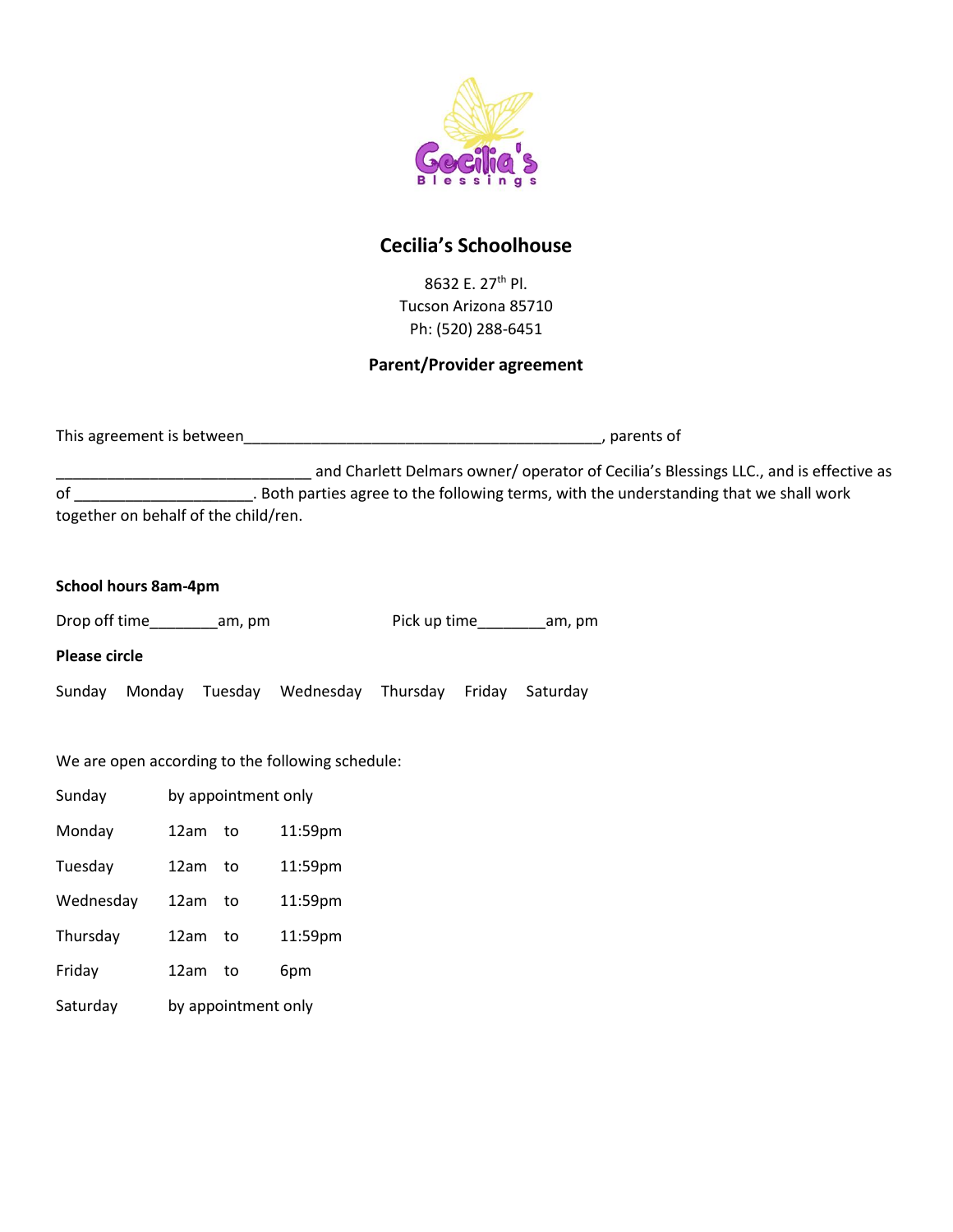## Cecilia's Schoolhouse

8632 E. 27th Pl.
Tucson Arizona 85710
Ph: (520) 288-6451

### Parent/Provider agreement

This agreement is between__________________________________________, parents of

______________________________ and Charlett Delmars owner/ operator of Cecilia's Blessings LLC., and is effective as of ____________________. Both parties agree to the following terms, with the understanding that we shall work together on behalf of the child/ren.

**School hours 8am-4pm**

Drop off time________am, pm     Pick up time________am, pm

**Please circle**

Sunday   Monday   Tuesday   Wednesday   Thursday   Friday   Saturday

We are open according to the following schedule:

| | | | |
|---|---|---|---|
| Sunday | by appointment only | | |
| Monday | 12am | to | 11:59pm |
| Tuesday | 12am | to | 11:59pm |
| Wednesday | 12am | to | 11:59pm |
| Thursday | 12am | to | 11:59pm |
| Friday | 12am | to | 6pm |
| Saturday | by appointment only | | |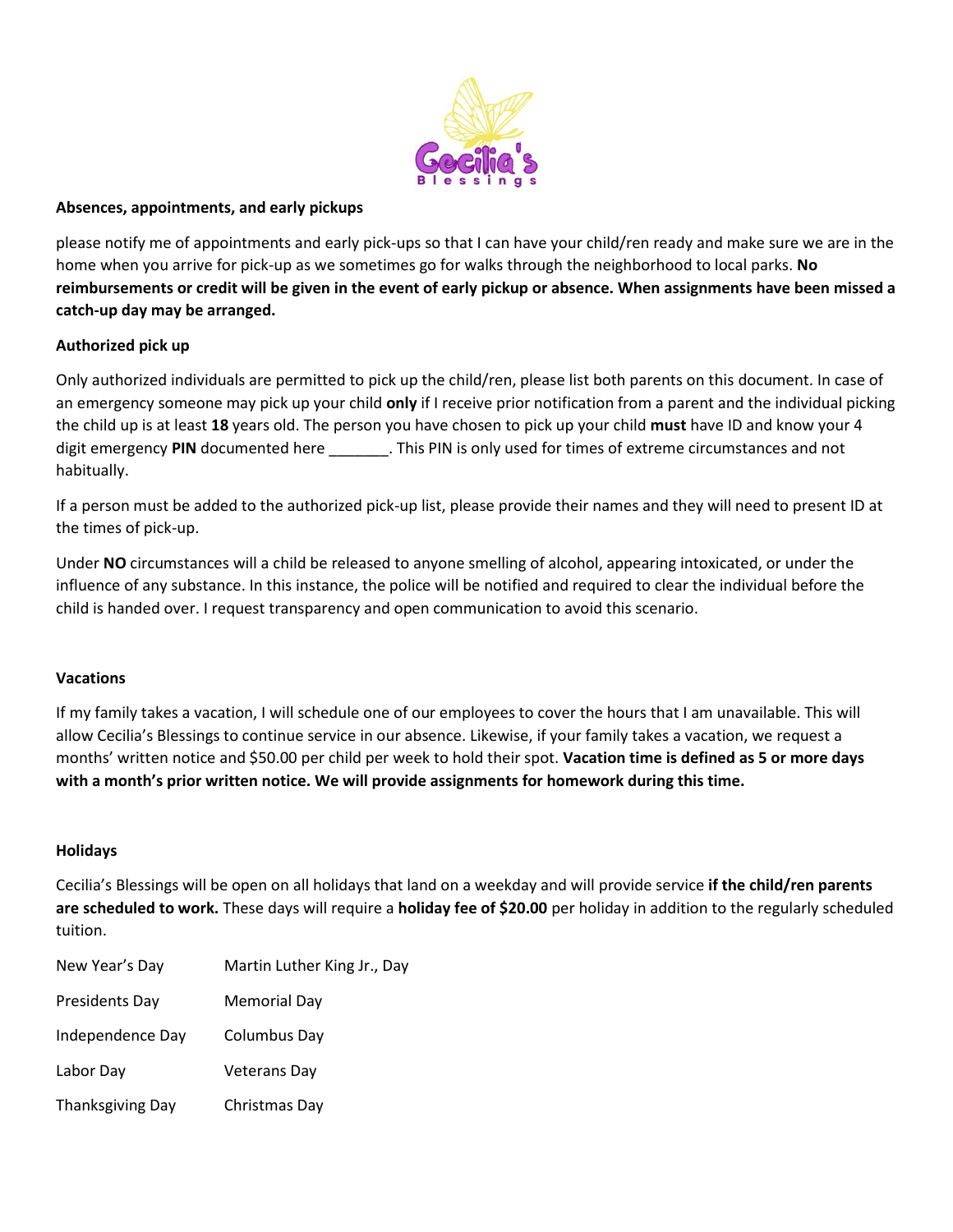**Absences, appointments, and early pickups**

please notify me of appointments and early pick-ups so that I can have your child/ren ready and make sure we are in the home when you arrive for pick-up as we sometimes go for walks through the neighborhood to local parks. **No reimbursements or credit will be given in the event of early pickup or absence. When assignments have been missed a catch-up day may be arranged.**

**Authorized pick up**

Only authorized individuals are permitted to pick up the child/ren, please list both parents on this document. In case of an emergency someone may pick up your child **only** if I receive prior notification from a parent and the individual picking the child up is at least **18** years old. The person you have chosen to pick up your child **must** have ID and know your 4 digit emergency **PIN** documented here _______. This PIN is only used for times of extreme circumstances and not habitually.

If a person must be added to the authorized pick-up list, please provide their names and they will need to present ID at the times of pick-up.

Under **NO** circumstances will a child be released to anyone smelling of alcohol, appearing intoxicated, or under the influence of any substance. In this instance, the police will be notified and required to clear the individual before the child is handed over. I request transparency and open communication to avoid this scenario.

**Vacations**

If my family takes a vacation, I will schedule one of our employees to cover the hours that I am unavailable. This will allow Cecilia's Blessings to continue service in our absence. Likewise, if your family takes a vacation, we request a months' written notice and $50.00 per child per week to hold their spot. **Vacation time is defined as 5 or more days with a month's prior written notice. We will provide assignments for homework during this time.**

**Holidays**

Cecilia's Blessings will be open on all holidays that land on a weekday and will provide service **if the child/ren parents are scheduled to work.** These days will require a **holiday fee of $20.00** per holiday in addition to the regularly scheduled tuition.

| | |
|---|---|
| New Year's Day | Martin Luther King Jr., Day |
| Presidents Day | Memorial Day |
| Independence Day | Columbus Day |
| Labor Day | Veterans Day |
| Thanksgiving Day | Christmas Day |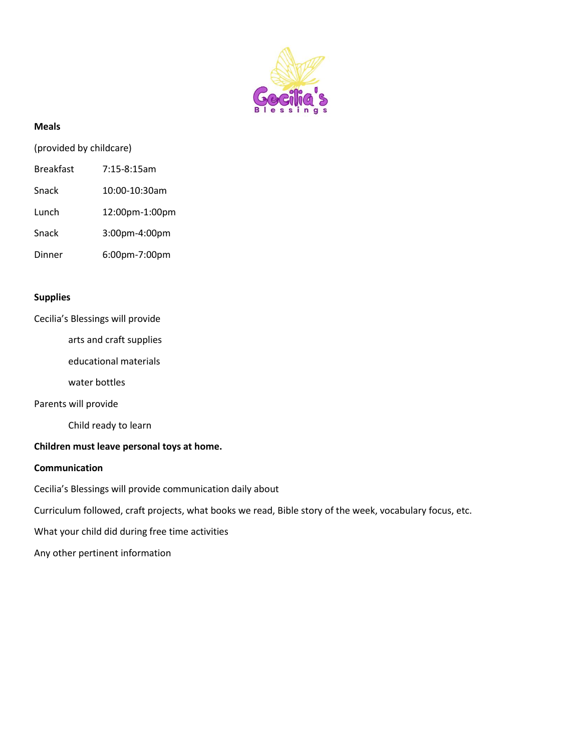**Meals**

(provided by childcare)

| | |
|---|---|
| Breakfast | 7:15-8:15am |
| Snack | 10:00-10:30am |
| Lunch | 12:00pm-1:00pm |
| Snack | 3:00pm-4:00pm |
| Dinner | 6:00pm-7:00pm |

**Supplies**

Cecilia's Blessings will provide

- arts and craft supplies
- educational materials
- water bottles

Parents will provide

- Child ready to learn

**Children must leave personal toys at home.**

**Communication**

Cecilia's Blessings will provide communication daily about

Curriculum followed, craft projects, what books we read, Bible story of the week, vocabulary focus, etc.

What your child did during free time activities

Any other pertinent information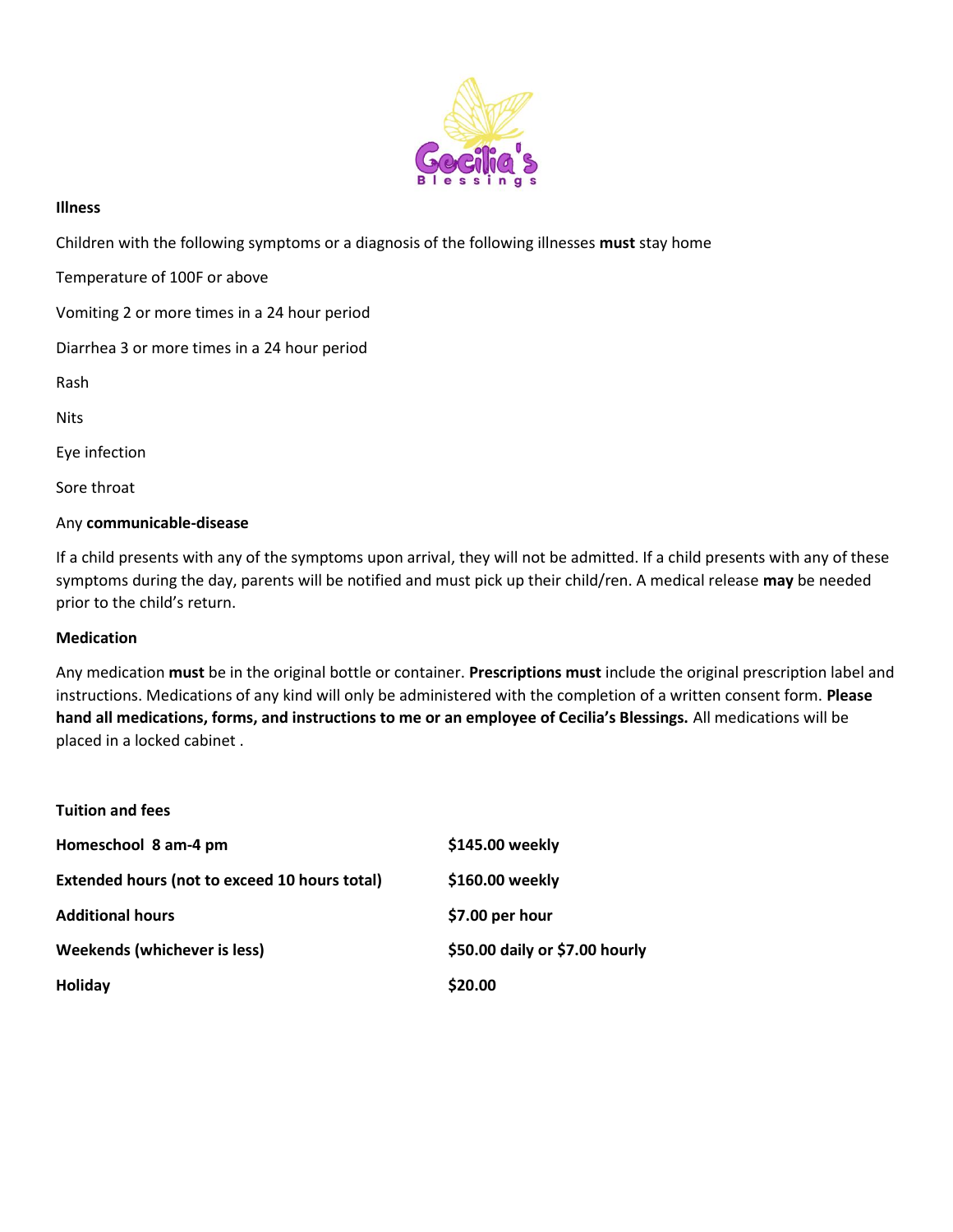**Illness**

Children with the following symptoms or a diagnosis of the following illnesses **must** stay home

Temperature of 100F or above

Vomiting 2 or more times in a 24 hour period

Diarrhea 3 or more times in a 24 hour period

Rash

Nits

Eye infection

Sore throat

Any **communicable-disease**

If a child presents with any of the symptoms upon arrival, they will not be admitted. If a child presents with any of these symptoms during the day, parents will be notified and must pick up their child/ren. A medical release **may** be needed prior to the child's return.

**Medication**

Any medication **must** be in the original bottle or container. **Prescriptions must** include the original prescription label and instructions. Medications of any kind will only be administered with the completion of a written consent form. **Please hand all medications, forms, and instructions to me or an employee of Cecilia's Blessings.** All medications will be placed in a locked cabinet .

**Tuition and fees**

| | |
|---|---|
| **Homeschool 8 am-4 pm** | **$145.00 weekly** |
| **Extended hours (not to exceed 10 hours total)** | **$160.00 weekly** |
| **Additional hours** | **$7.00 per hour** |
| **Weekends (whichever is less)** | **$50.00 daily or $7.00 hourly** |
| **Holiday** | **$20.00** |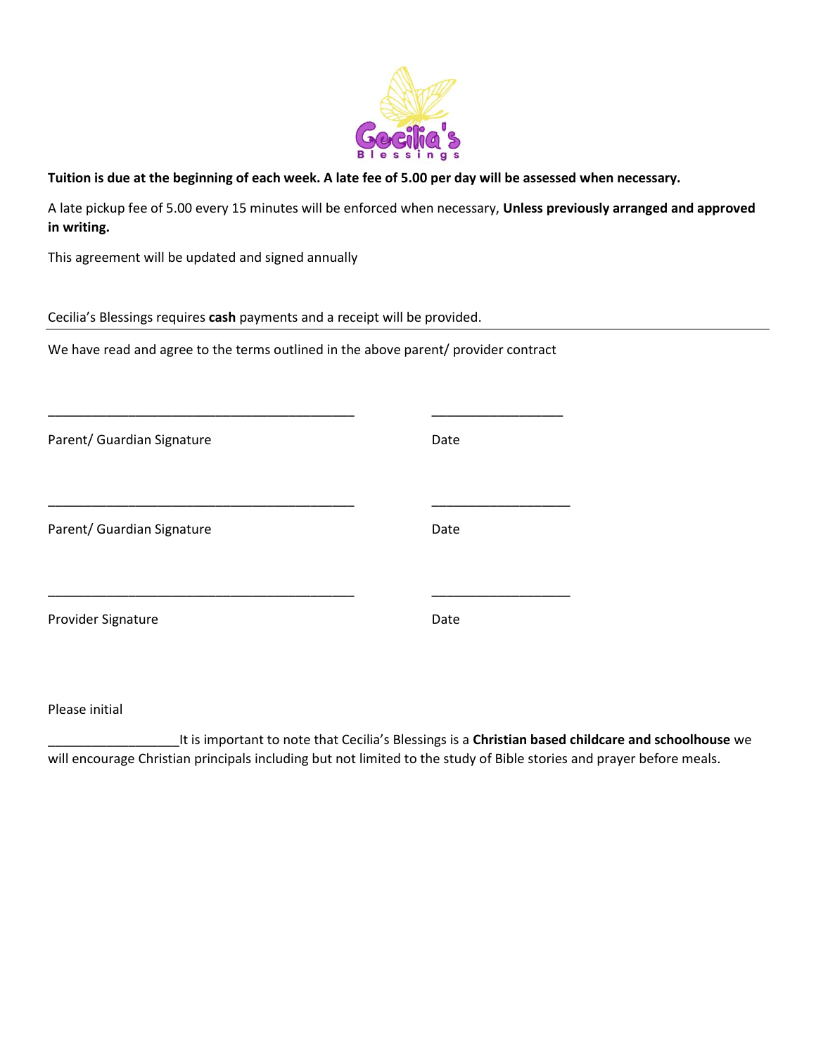**Tuition is due at the beginning of each week. A late fee of 5.00 per day will be assessed when necessary.**

A late pickup fee of 5.00 every 15 minutes will be enforced when necessary, **Unless previously arranged and approved in writing.**

This agreement will be updated and signed annually

Cecilia's Blessings requires **cash** payments and a receipt will be provided.

---

We have read and agree to the terms outlined in the above parent/ provider contract

\_\_\_\_\_\_\_\_\_\_\_\_\_\_\_\_\_\_\_\_\_\_\_\_\_\_\_\_\_\_\_\_\_\_\_\_\_\_\_\_\_\_ \_\_\_\_\_\_\_\_\_\_\_\_\_\_\_\_\_\_

Parent/ Guardian Signature Date

\_\_\_\_\_\_\_\_\_\_\_\_\_\_\_\_\_\_\_\_\_\_\_\_\_\_\_\_\_\_\_\_\_\_\_\_\_\_\_\_\_\_ \_\_\_\_\_\_\_\_\_\_\_\_\_\_\_\_\_\_\_

Parent/ Guardian Signature Date

\_\_\_\_\_\_\_\_\_\_\_\_\_\_\_\_\_\_\_\_\_\_\_\_\_\_\_\_\_\_\_\_\_\_\_\_\_\_\_\_\_\_ \_\_\_\_\_\_\_\_\_\_\_\_\_\_\_\_\_\_\_

Provider Signature Date

Please initial

\_\_\_\_\_\_\_\_\_\_\_\_\_\_\_\_\_\_It is important to note that Cecilia's Blessings is a **Christian based childcare and schoolhouse** we will encourage Christian principals including but not limited to the study of Bible stories and prayer before meals.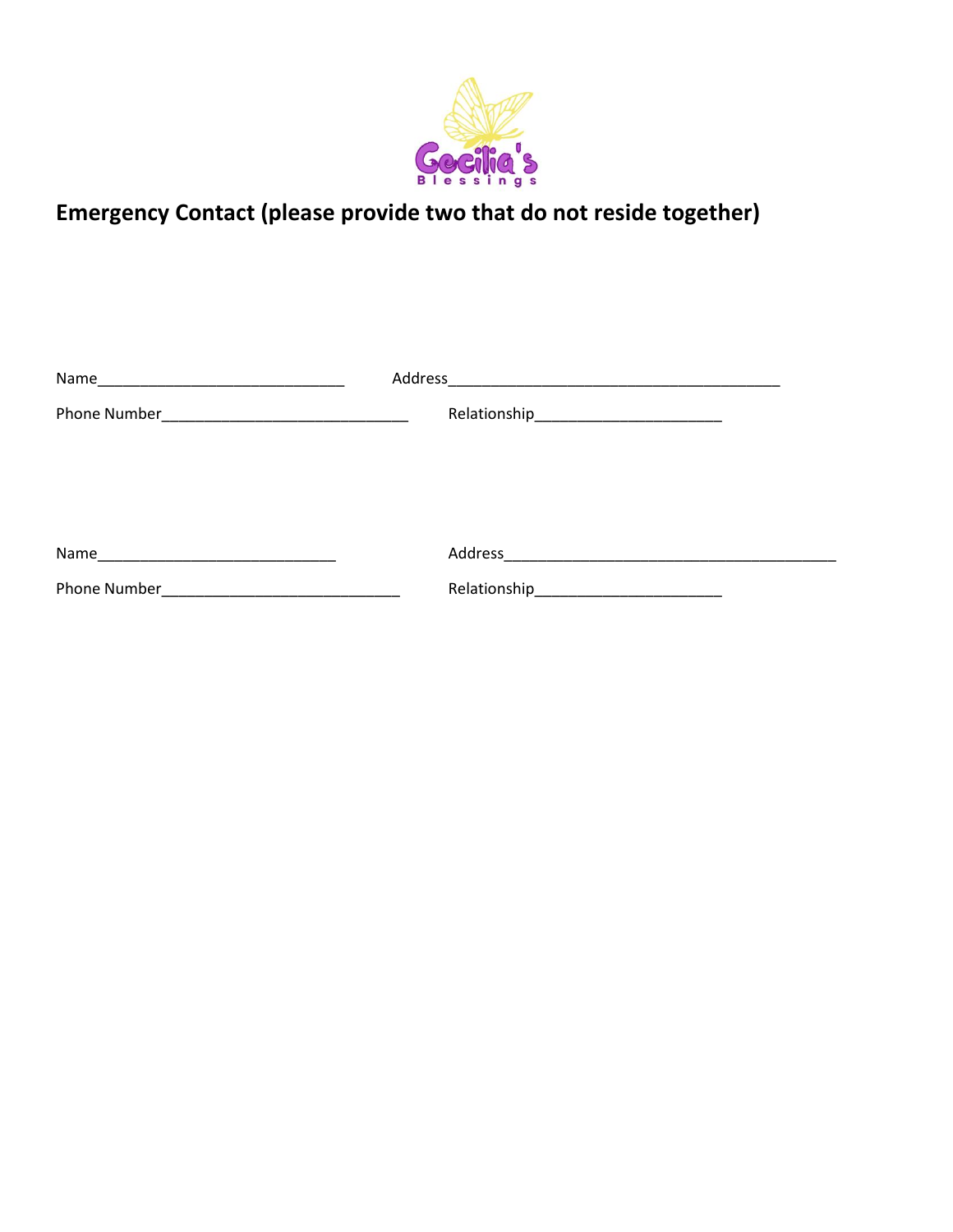Cecilia's Blessings

## Emergency Contact (please provide two that do not reside together)

Name_____________________________ Address_______________________________________

Phone Number_____________________________ Relationship______________________

Name____________________________ Address_______________________________________

Phone Number____________________________ Relationship______________________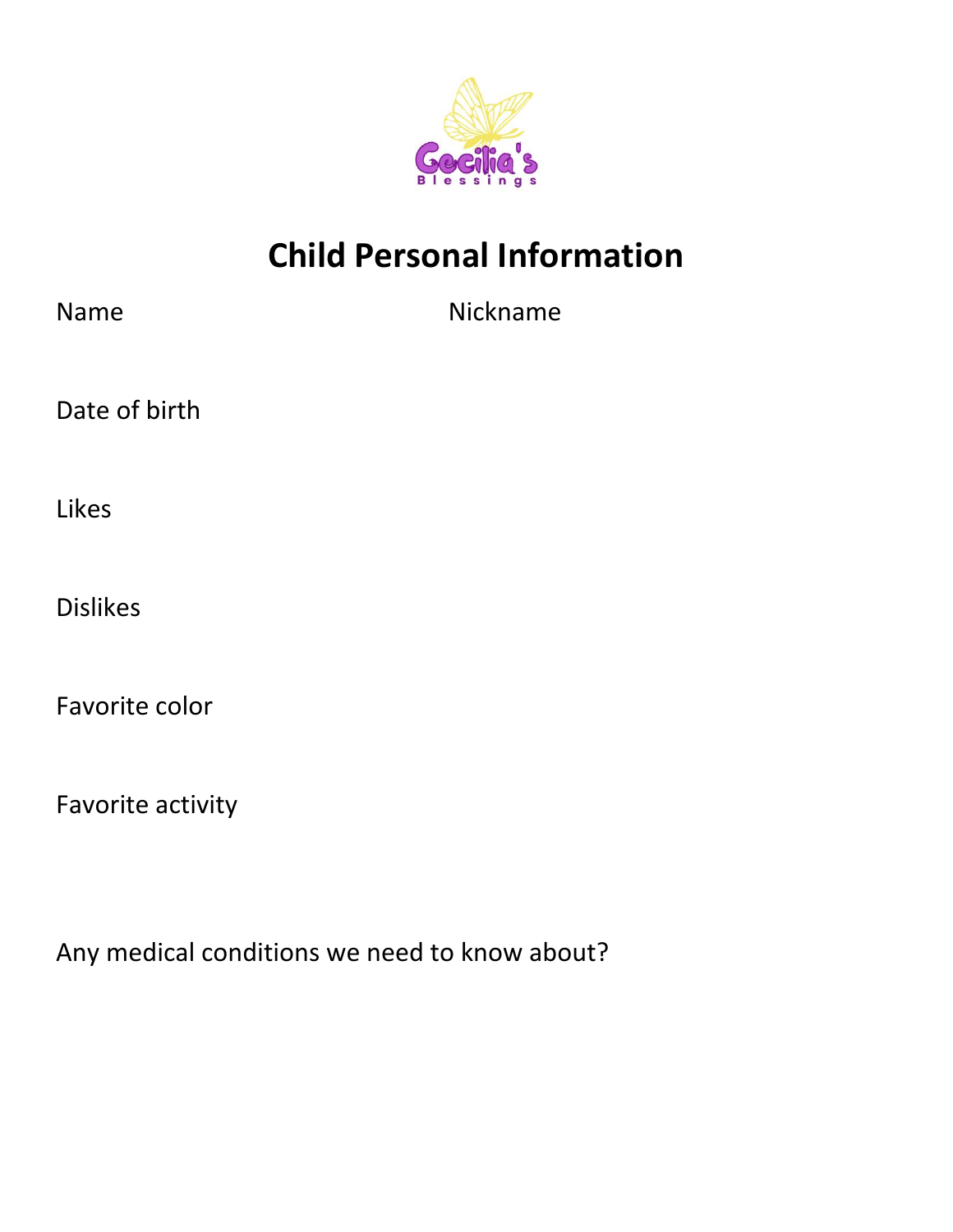# Child Personal Information

Name

Nickname

Date of birth

Likes

Dislikes

Favorite color

Favorite activity

Any medical conditions we need to know about?